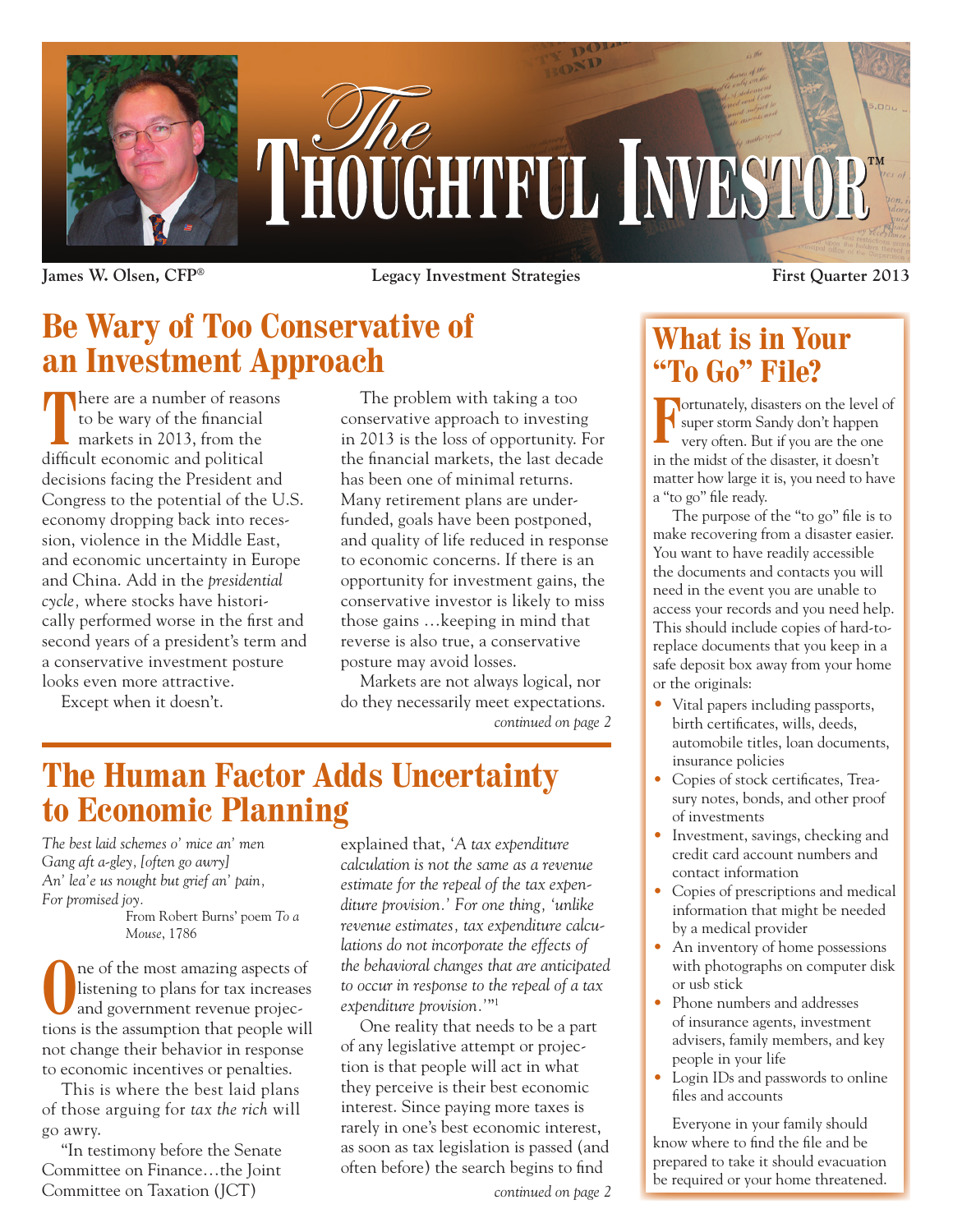# The Thoughtful Investor™

James W. Olsen, CFP® | Legacy Investment Strategies | First Quarter 2013

## Be Wary of Too Conservative of an Investment Approach

There are a number of reasons to be wary of the financial markets in 2013, from the difficult economic and political decisions facing the President and Congress to the potential of the U.S. economy dropping back into recession, violence in the Middle East, and economic uncertainty in Europe and China. Add in the *presidential cycle*, where stocks have historically performed worse in the first and second years of a president's term and a conservative investment posture looks even more attractive.

Except when it doesn't.

The problem with taking a too conservative approach to investing in 2013 is the loss of opportunity. For the financial markets, the last decade has been one of minimal returns. Many retirement plans are underfunded, goals have been postponed, and quality of life reduced in response to economic concerns. If there is an opportunity for investment gains, the conservative investor is likely to miss those gains …keeping in mind that reverse is also true, a conservative posture may avoid losses.

Markets are not always logical, nor do they necessarily meet expectations.

*continued on page 2*

## The Human Factor Adds Uncertainty to Economic Planning

*The best laid schemes o' mice an' men*
*Gang aft a-gley, [often go awry]*
*An' lea'e us nought but grief an' pain,*
*For promised joy.*

From Robert Burns' poem *To a Mouse*, 1786

One of the most amazing aspects of listening to plans for tax increases and government revenue projections is the assumption that people will not change their behavior in response to economic incentives or penalties.

This is where the best laid plans of those arguing for *tax the rich* will go awry.

"In testimony before the Senate Committee on Finance…the Joint Committee on Taxation (JCT) explained that, '*A tax expenditure calculation is not the same as a revenue estimate for the repeal of the tax expenditure provision.*' For one thing, '*unlike revenue estimates, tax expenditure calculations do not incorporate the effects of the behavioral changes that are anticipated to occur in response to the repeal of a tax expenditure provision.*'"[1]

One reality that needs to be a part of any legislative attempt or projection is that people will act in what they perceive is their best economic interest. Since paying more taxes is rarely in one's best economic interest, as soon as tax legislation is passed (and often before) the search begins to find

*continued on page 2*

## What is in Your "To Go" File?

Fortunately, disasters on the level of super storm Sandy don't happen very often. But if you are the one in the midst of the disaster, it doesn't matter how large it is, you need to have a "to go" file ready.

The purpose of the "to go" file is to make recovering from a disaster easier. You want to have readily accessible the documents and contacts you will need in the event you are unable to access your records and you need help. This should include copies of hard-to-replace documents that you keep in a safe deposit box away from your home or the originals:

- Vital papers including passports, birth certificates, wills, deeds, automobile titles, loan documents, insurance policies
- Copies of stock certificates, Treasury notes, bonds, and other proof of investments
- Investment, savings, checking and credit card account numbers and contact information
- Copies of prescriptions and medical information that might be needed by a medical provider
- An inventory of home possessions with photographs on computer disk or usb stick
- Phone numbers and addresses of insurance agents, investment advisers, family members, and key people in your life
- Login IDs and passwords to online files and accounts

Everyone in your family should know where to find the file and be prepared to take it should evacuation be required or your home threatened.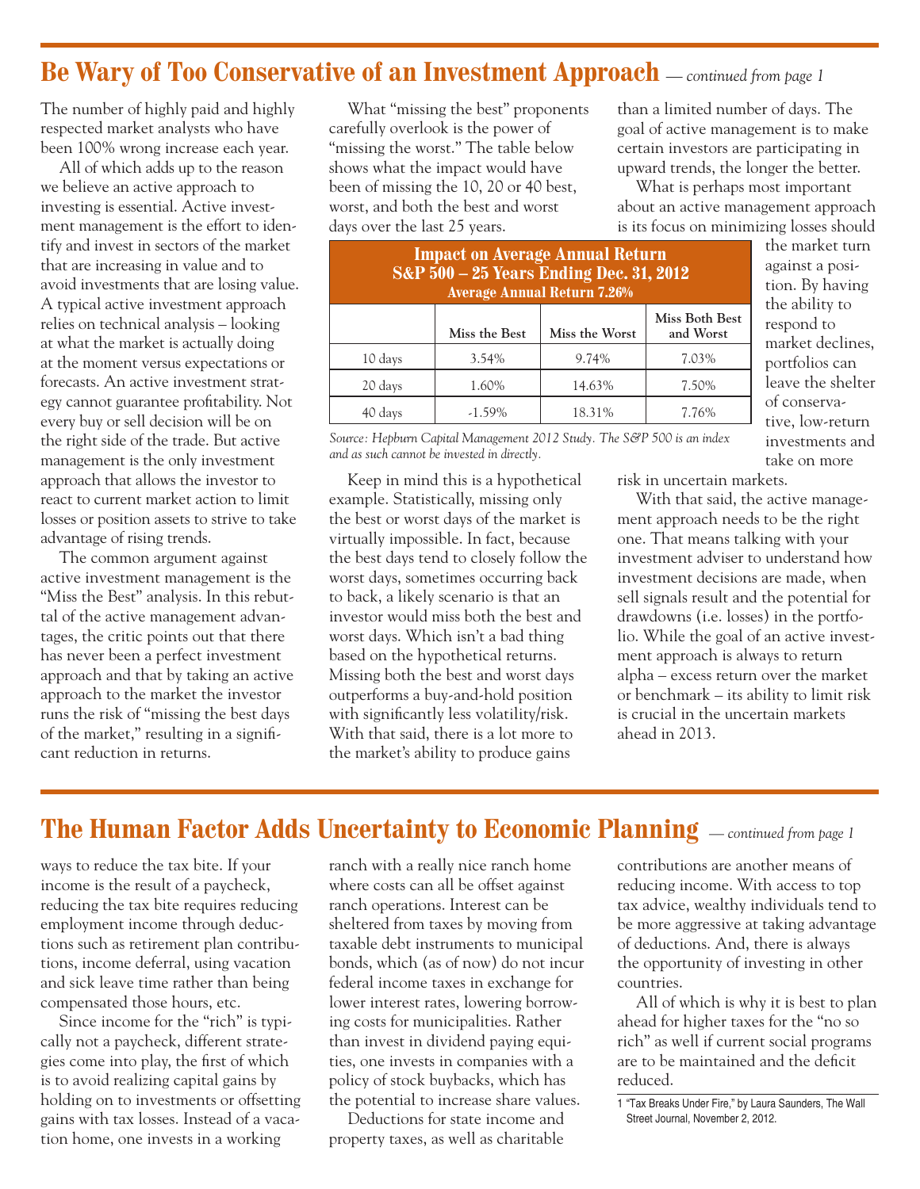## Be Wary of Too Conservative of an Investment Approach — *continued from page 1*

The number of highly paid and highly respected market analysts who have been 100% wrong increase each year.

All of which adds up to the reason we believe an active approach to investing is essential. Active investment management is the effort to identify and invest in sectors of the market that are increasing in value and to avoid investments that are losing value. A typical active investment approach relies on technical analysis – looking at what the market is actually doing at the moment versus expectations or forecasts. An active investment strategy cannot guarantee profitability. Not every buy or sell decision will be on the right side of the trade. But active management is the only investment approach that allows the investor to react to current market action to limit losses or position assets to strive to take advantage of rising trends.

The common argument against active investment management is the "Miss the Best" analysis. In this rebuttal of the active management advantages, the critic points out that there has never been a perfect investment approach and that by taking an active approach to the market the investor runs the risk of "missing the best days of the market," resulting in a significant reduction in returns.

What "missing the best" proponents carefully overlook is the power of "missing the worst." The table below shows what the impact would have been of missing the 10, 20 or 40 best, worst, and both the best and worst days over the last 25 years.

**Impact on Average Annual Return**
**S&P 500 – 25 Years Ending Dec. 31, 2012**
**Average Annual Return 7.26%**

| | Miss the Best | Miss the Worst | Miss Both Best and Worst |
|---|---|---|---|
| 10 days | 3.54% | 9.74% | 7.03% |
| 20 days | 1.60% | 14.63% | 7.50% |
| 40 days | -1.59% | 18.31% | 7.76% |

*Source: Hepburn Capital Management 2012 Study. The S&P 500 is an index and as such cannot be invested in directly.*

Keep in mind this is a hypothetical example. Statistically, missing only the best or worst days of the market is virtually impossible. In fact, because the best days tend to closely follow the worst days, sometimes occurring back to back, a likely scenario is that an investor would miss both the best and worst days. Which isn't a bad thing based on the hypothetical returns. Missing both the best and worst days outperforms a buy-and-hold position with significantly less volatility/risk. With that said, there is a lot more to the market's ability to produce gains than a limited number of days. The goal of active management is to make certain investors are participating in upward trends, the longer the better.

What is perhaps most important about an active management approach is its focus on minimizing losses should the market turn against a position. By having the ability to respond to market declines, portfolios can leave the shelter of conservative, low-return investments and take on more risk in uncertain markets.

With that said, the active management approach needs to be the right one. That means talking with your investment adviser to understand how investment decisions are made, when sell signals result and the potential for drawdowns (i.e. losses) in the portfolio. While the goal of an active investment approach is always to return alpha – excess return over the market or benchmark – its ability to limit risk is crucial in the uncertain markets ahead in 2013.

## The Human Factor Adds Uncertainty to Economic Planning — *continued from page 1*

ways to reduce the tax bite. If your income is the result of a paycheck, reducing the tax bite requires reducing employment income through deductions such as retirement plan contributions, income deferral, using vacation and sick leave time rather than being compensated those hours, etc.

Since income for the "rich" is typically not a paycheck, different strategies come into play, the first of which is to avoid realizing capital gains by holding on to investments or offsetting gains with tax losses. Instead of a vacation home, one invests in a working ranch with a really nice ranch home where costs can all be offset against ranch operations. Interest can be sheltered from taxes by moving from taxable debt instruments to municipal bonds, which (as of now) do not incur federal income taxes in exchange for lower interest rates, lowering borrowing costs for municipalities. Rather than invest in dividend paying equities, one invests in companies with a policy of stock buybacks, which has the potential to increase share values.

Deductions for state income and property taxes, as well as charitable contributions are another means of reducing income. With access to top tax advice, wealthy individuals tend to be more aggressive at taking advantage of deductions. And, there is always the opportunity of investing in other countries.

All of which is why it is best to plan ahead for higher taxes for the "no so rich" as well if current social programs are to be maintained and the deficit reduced.

1 "Tax Breaks Under Fire," by Laura Saunders, The Wall Street Journal, November 2, 2012.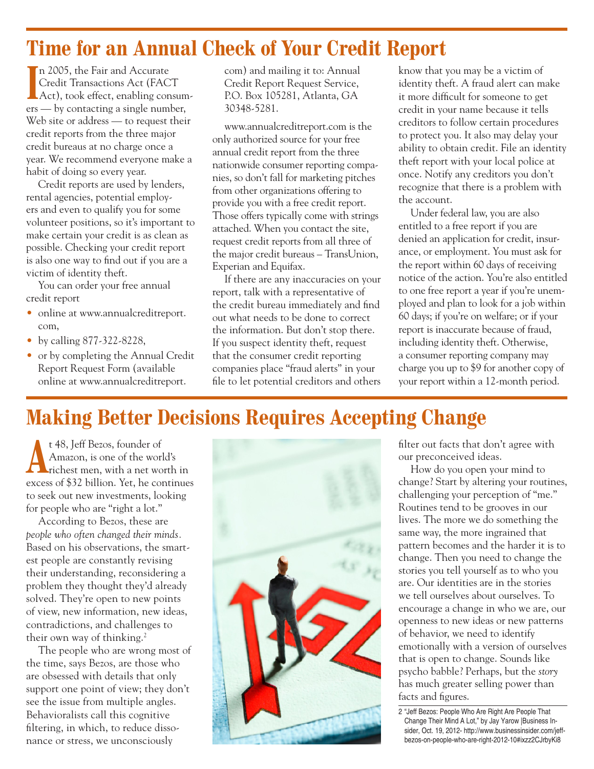# Time for an Annual Check of Your Credit Report

In 2005, the Fair and Accurate Credit Transactions Act (FACT Act), took effect, enabling consumers — by contacting a single number, Web site or address — to request their credit reports from the three major credit bureaus at no charge once a year. We recommend everyone make a habit of doing so every year.

Credit reports are used by lenders, rental agencies, potential employers and even to qualify you for some volunteer positions, so it's important to make certain your credit is as clean as possible. Checking your credit report is also one way to find out if you are a victim of identity theft.

You can order your free annual credit report

- online at www.annualcreditreport.com,
- by calling 877-322-8228,
- or by completing the Annual Credit Report Request Form (available online at www.annualcreditreport.com) and mailing it to: Annual Credit Report Request Service, P.O. Box 105281, Atlanta, GA 30348-5281.

www.annualcreditreport.com is the only authorized source for your free annual credit report from the three nationwide consumer reporting companies, so don't fall for marketing pitches from other organizations offering to provide you with a free credit report. Those offers typically come with strings attached. When you contact the site, request credit reports from all three of the major credit bureaus – TransUnion, Experian and Equifax.

If there are any inaccuracies on your report, talk with a representative of the credit bureau immediately and find out what needs to be done to correct the information. But don't stop there. If you suspect identity theft, request that the consumer credit reporting companies place "fraud alerts" in your file to let potential creditors and others know that you may be a victim of identity theft. A fraud alert can make it more difficult for someone to get credit in your name because it tells creditors to follow certain procedures to protect you. It also may delay your ability to obtain credit. File an identity theft report with your local police at once. Notify any creditors you don't recognize that there is a problem with the account.

Under federal law, you are also entitled to a free report if you are denied an application for credit, insurance, or employment. You must ask for the report within 60 days of receiving notice of the action. You're also entitled to one free report a year if you're unemployed and plan to look for a job within 60 days; if you're on welfare; or if your report is inaccurate because of fraud, including identity theft. Otherwise, a consumer reporting company may charge you up to $9 for another copy of your report within a 12-month period.

# Making Better Decisions Requires Accepting Change

At 48, Jeff Bezos, founder of Amazon, is one of the world's richest men, with a net worth in excess of $32 billion. Yet, he continues to seek out new investments, looking for people who are "right a lot."

According to Bezos, these are *people who often changed their minds*. Based on his observations, the smartest people are constantly revising their understanding, reconsidering a problem they thought they'd already solved. They're open to new points of view, new information, new ideas, contradictions, and challenges to their own way of thinking.[2]

The people who are wrong most of the time, says Bezos, are those who are obsessed with details that only support one point of view; they don't see the issue from multiple angles. Behavioralists call this cognitive filtering, in which, to reduce dissonance or stress, we unconsciously filter out facts that don't agree with our preconceived ideas.

How do you open your mind to change? Start by altering your routines, challenging your perception of "me." Routines tend to be grooves in our lives. The more we do something the same way, the more ingrained that pattern becomes and the harder it is to change. Then you need to change the stories you tell yourself as to who you are. Our identities are in the stories we tell ourselves about ourselves. To encourage a change in who we are, our openness to new ideas or new patterns of behavior, we need to identify emotionally with a version of ourselves that is open to change. Sounds like psycho babble? Perhaps, but the *story* has much greater selling power than facts and figures.

2 "Jeff Bezos: People Who Are Right Are People That Change Their Mind A Lot," by Jay Yarow |Business Insider, Oct. 19, 2012- http://www.businessinsider.com/jeff-bezos-on-people-who-are-right-2012-10#ixzz2CJrbyKi8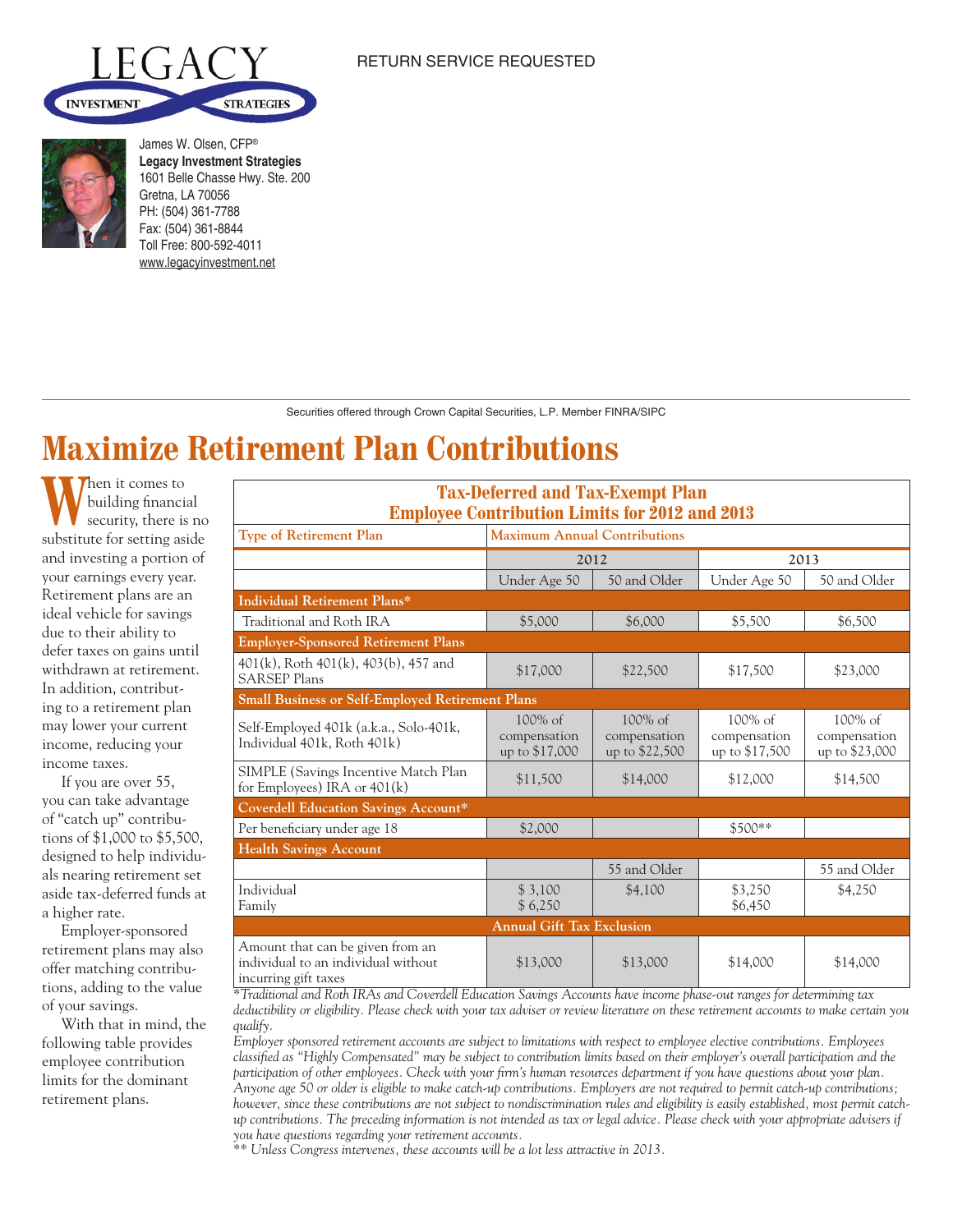LEGACY INVESTMENT STRATEGIES

RETURN SERVICE REQUESTED

James W. Olsen, CFP®
**Legacy Investment Strategies**
1601 Belle Chasse Hwy. Ste. 200
Gretna, LA 70056
PH: (504) 361-7788
Fax: (504) 361-8844
Toll Free: 800-592-4011
www.legacyinvestment.net

Securities offered through Crown Capital Securities, L.P. Member FINRA/SIPC

# Maximize Retirement Plan Contributions

When it comes to building financial security, there is no substitute for setting aside and investing a portion of your earnings every year. Retirement plans are an ideal vehicle for savings due to their ability to defer taxes on gains until withdrawn at retirement. In addition, contributing to a retirement plan may lower your current income, reducing your income taxes.

If you are over 55, you can take advantage of "catch up" contributions of $1,000 to $5,500, designed to help individuals nearing retirement set aside tax-deferred funds at a higher rate.

Employer-sponsored retirement plans may also offer matching contributions, adding to the value of your savings.

With that in mind, the following table provides employee contribution limits for the dominant retirement plans.

**Tax-Deferred and Tax-Exempt Plan Employee Contribution Limits for 2012 and 2013**

| Type of Retirement Plan | Maximum Annual Contributions | | | |
|---|---|---|---|---|
| | 2012 | | 2013 | |
| | Under Age 50 | 50 and Older | Under Age 50 | 50 and Older |
| **Individual Retirement Plans*** | | | | |
| Traditional and Roth IRA | $5,000 | $6,000 | $5,500 | $6,500 |
| **Employer-Sponsored Retirement Plans** | | | | |
| 401(k), Roth 401(k), 403(b), 457 and SARSEP Plans | $17,000 | $22,500 | $17,500 | $23,000 |
| **Small Business or Self-Employed Retirement Plans** | | | | |
| Self-Employed 401k (a.k.a., Solo-401k, Individual 401k, Roth 401k) | 100% of compensation up to $17,000 | 100% of compensation up to $22,500 | 100% of compensation up to $17,500 | 100% of compensation up to $23,000 |
| SIMPLE (Savings Incentive Match Plan for Employees) IRA or 401(k) | $11,500 | $14,000 | $12,000 | $14,500 |
| **Coverdell Education Savings Account*** | | | | |
| Per beneficiary under age 18 | $2,000 | | $500** | |
| **Health Savings Account** | | | | |
| | | 55 and Older | | 55 and Older |
| Individual<br>Family | $ 3,100<br>$ 6,250 | $4,100 | $3,250<br>$6,450 | $4,250 |
| **Annual Gift Tax Exclusion** | | | | |
| Amount that can be given from an individual to an individual without incurring gift taxes | $13,000 | $13,000 | $14,000 | $14,000 |

*\*Traditional and Roth IRAs and Coverdell Education Savings Accounts have income phase-out ranges for determining tax deductibility or eligibility. Please check with your tax adviser or review literature on these retirement accounts to make certain you qualify.*

*Employer sponsored retirement accounts are subject to limitations with respect to employee elective contributions. Employees classified as "Highly Compensated" may be subject to contribution limits based on their employer's overall participation and the participation of other employees. Check with your firm's human resources department if you have questions about your plan. Anyone age 50 or older is eligible to make catch-up contributions. Employers are not required to permit catch-up contributions; however, since these contributions are not subject to nondiscrimination rules and eligibility is easily established, most permit catch-up contributions. The preceding information is not intended as tax or legal advice. Please check with your appropriate advisers if you have questions regarding your retirement accounts.*

*\*\* Unless Congress intervenes, these accounts will be a lot less attractive in 2013.*